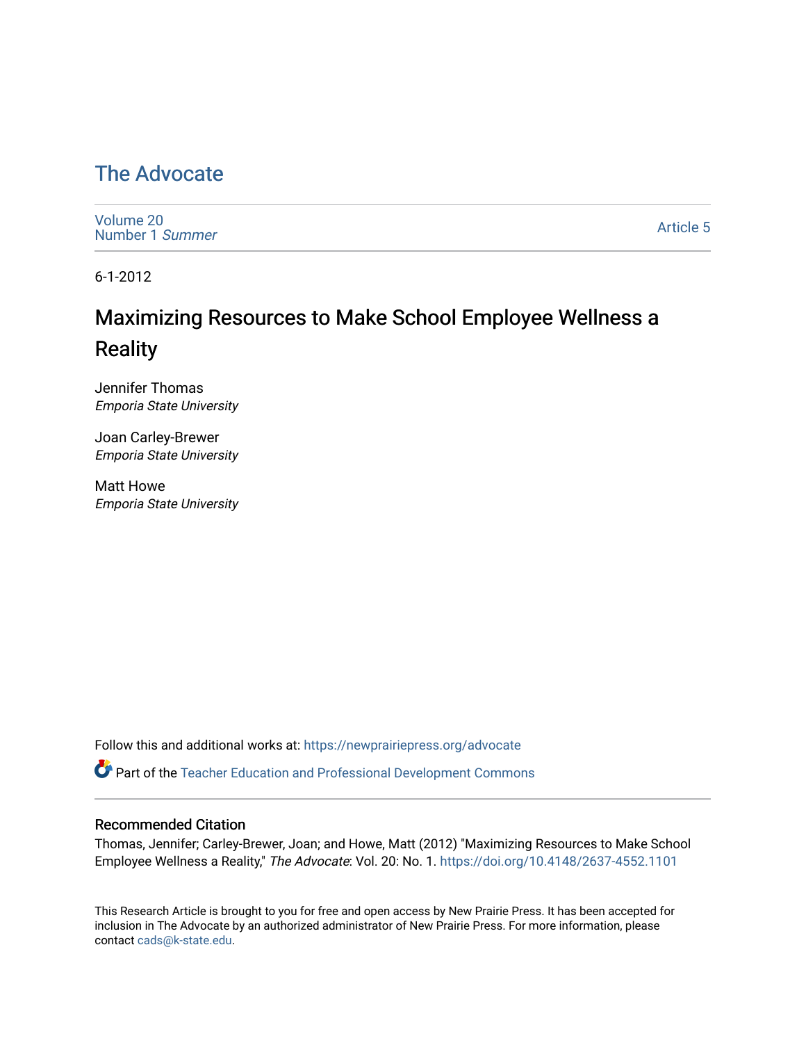# The Advocate

Volume 20
Number 1 *Summer*

Article 5

6-1-2012

## Maximizing Resources to Make School Employee Wellness a Reality

Jennifer Thomas
*Emporia State University*

Joan Carley-Brewer
*Emporia State University*

Matt Howe
*Emporia State University*

Follow this and additional works at: https://newprairiepress.org/advocate

Part of the Teacher Education and Professional Development Commons

### Recommended Citation

Thomas, Jennifer; Carley-Brewer, Joan; and Howe, Matt (2012) "Maximizing Resources to Make School Employee Wellness a Reality," *The Advocate*: Vol. 20: No. 1. https://doi.org/10.4148/2637-4552.1101

This Research Article is brought to you for free and open access by New Prairie Press. It has been accepted for inclusion in The Advocate by an authorized administrator of New Prairie Press. For more information, please contact cads@k-state.edu.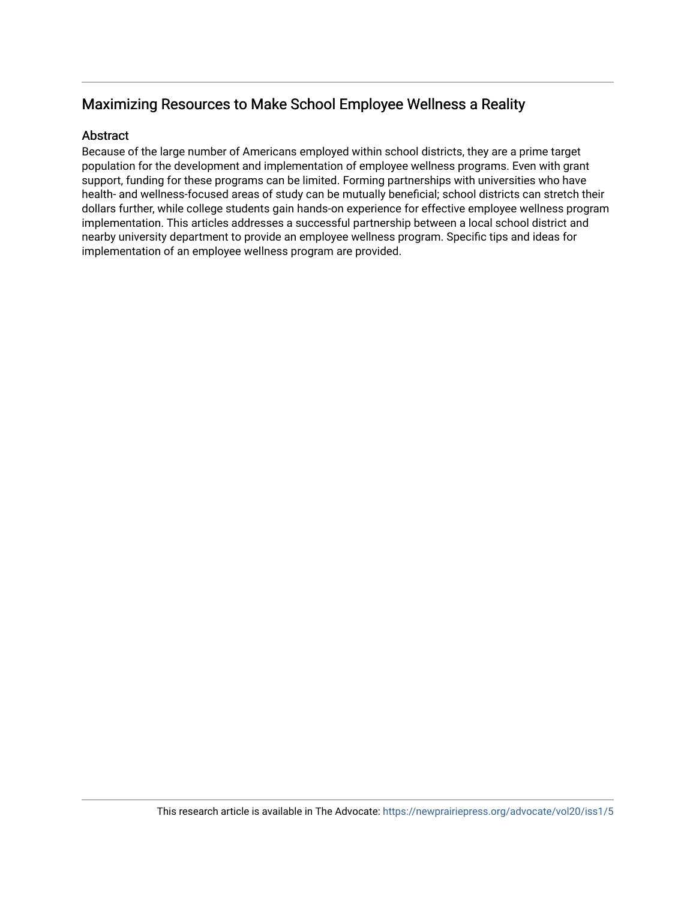## Maximizing Resources to Make School Employee Wellness a Reality

### Abstract

Because of the large number of Americans employed within school districts, they are a prime target population for the development and implementation of employee wellness programs. Even with grant support, funding for these programs can be limited. Forming partnerships with universities who have health- and wellness-focused areas of study can be mutually beneficial; school districts can stretch their dollars further, while college students gain hands-on experience for effective employee wellness program implementation. This articles addresses a successful partnership between a local school district and nearby university department to provide an employee wellness program. Specific tips and ideas for implementation of an employee wellness program are provided.

This research article is available in The Advocate: https://newprairiepress.org/advocate/vol20/iss1/5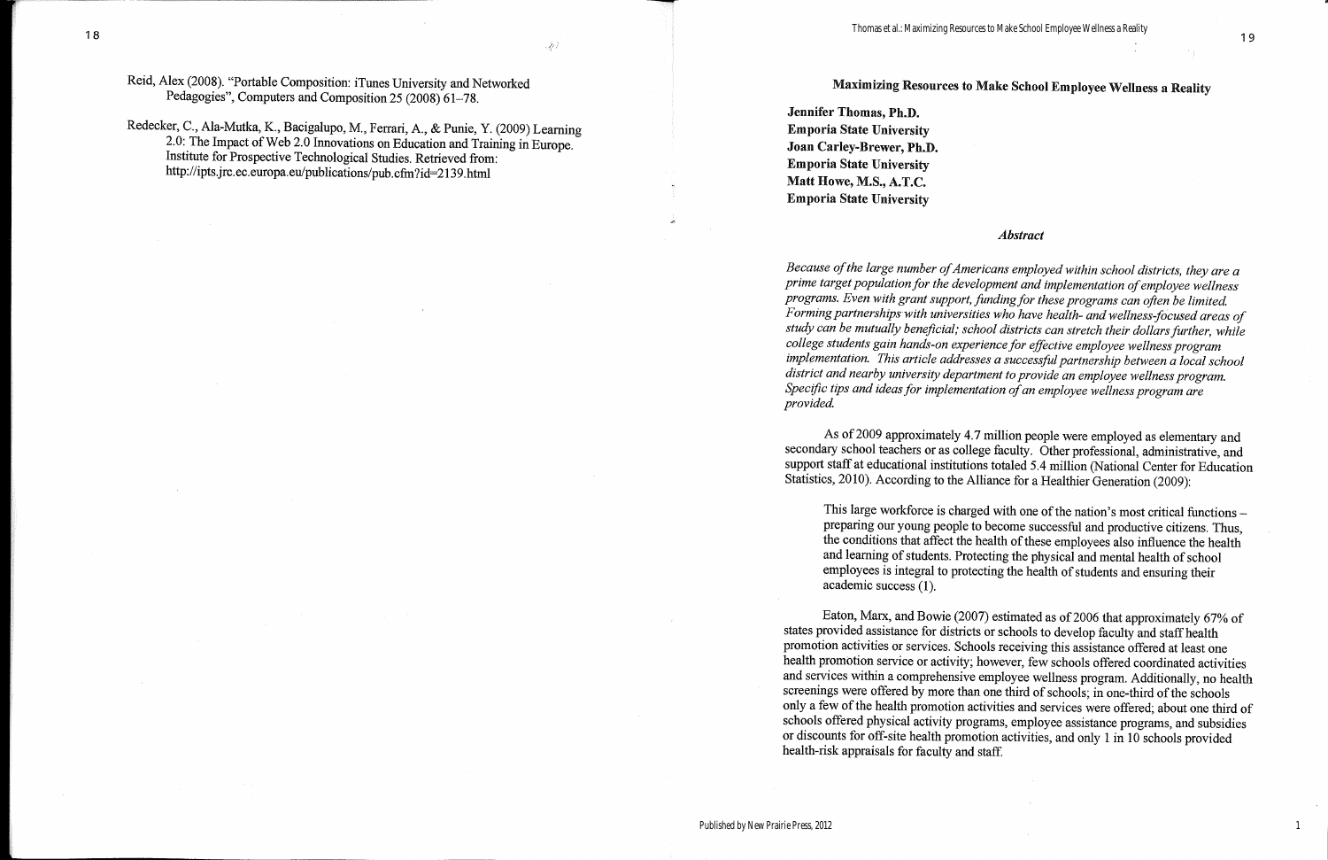Reid, Alex (2008). "Portable Composition: iTunes University and Networked Pedagogies", Computers and Composition 25 (2008) 61–78.

Redecker, C., Ala-Mutka, K., Bacigalupo, M., Ferrari, A., & Punie, Y. (2009) Learning 2.0: The Impact of Web 2.0 Innovations on Education and Training in Europe. Institute for Prospective Technological Studies. Retrieved from: http://ipts.jrc.ec.europa.eu/publications/pub.cfm?id=2139.html

# Maximizing Resources to Make School Employee Wellness a Reality

**Jennifer Thomas, Ph.D.**
**Emporia State University**
**Joan Carley-Brewer, Ph.D.**
**Emporia State University**
**Matt Howe, M.S., A.T.C.**
**Emporia State University**

### *Abstract*

*Because of the large number of Americans employed within school districts, they are a prime target population for the development and implementation of employee wellness programs. Even with grant support, funding for these programs can often be limited. Forming partnerships with universities who have health- and wellness-focused areas of study can be mutually beneficial; school districts can stretch their dollars further, while college students gain hands-on experience for effective employee wellness program implementation. This article addresses a successful partnership between a local school district and nearby university department to provide an employee wellness program. Specific tips and ideas for implementation of an employee wellness program are provided.*

As of 2009 approximately 4.7 million people were employed as elementary and secondary school teachers or as college faculty. Other professional, administrative, and support staff at educational institutions totaled 5.4 million (National Center for Education Statistics, 2010). According to the Alliance for a Healthier Generation (2009):

> This large workforce is charged with one of the nation's most critical functions – preparing our young people to become successful and productive citizens. Thus, the conditions that affect the health of these employees also influence the health and learning of students. Protecting the physical and mental health of school employees is integral to protecting the health of students and ensuring their academic success (1).

Eaton, Marx, and Bowie (2007) estimated as of 2006 that approximately 67% of states provided assistance for districts or schools to develop faculty and staff health promotion activities or services. Schools receiving this assistance offered at least one health promotion service or activity; however, few schools offered coordinated activities and services within a comprehensive employee wellness program. Additionally, no health screenings were offered by more than one third of schools; in one-third of the schools only a few of the health promotion activities and services were offered; about one third of schools offered physical activity programs, employee assistance programs, and subsidies or discounts for off-site health promotion activities, and only 1 in 10 schools provided health-risk appraisals for faculty and staff.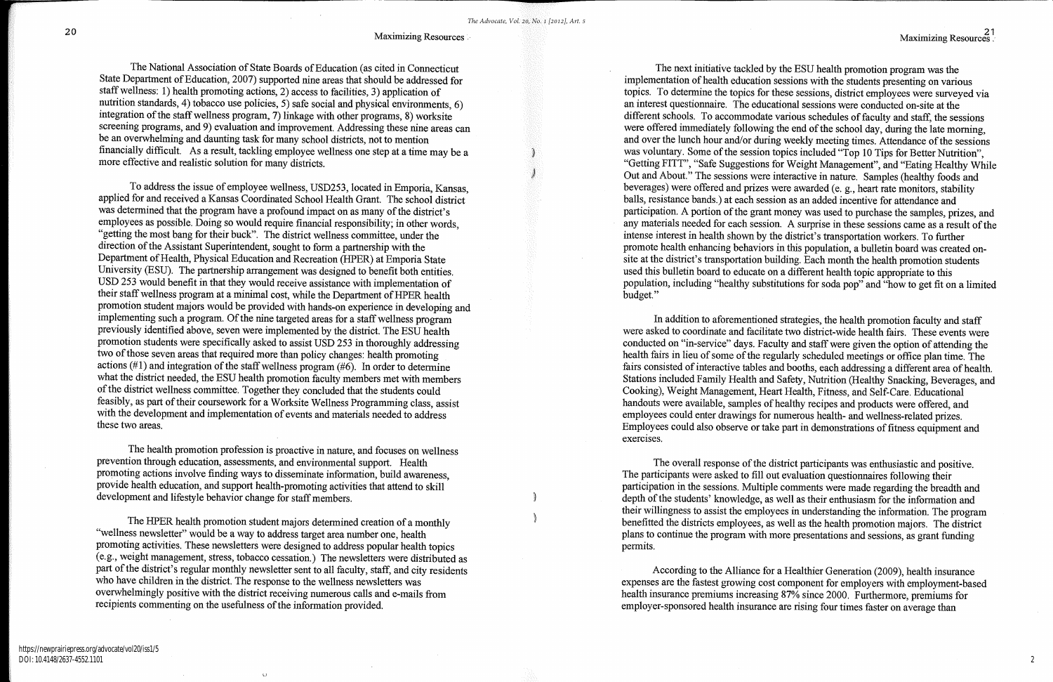The National Association of State Boards of Education (as cited in Connecticut State Department of Education, 2007) supported nine areas that should be addressed for staff wellness: 1) health promoting actions, 2) access to facilities, 3) application of nutrition standards, 4) tobacco use policies, 5) safe social and physical environments, 6) integration of the staff wellness program, 7) linkage with other programs, 8) worksite screening programs, and 9) evaluation and improvement. Addressing these nine areas can be an overwhelming and daunting task for many school districts, not to mention financially difficult. As a result, tackling employee wellness one step at a time may be a more effective and realistic solution for many districts.

To address the issue of employee wellness, USD253, located in Emporia, Kansas, applied for and received a Kansas Coordinated School Health Grant. The school district was determined that the program have a profound impact on as many of the district's employees as possible. Doing so would require financial responsibility; in other words, "getting the most bang for their buck". The district wellness committee, under the direction of the Assistant Superintendent, sought to form a partnership with the Department of Health, Physical Education and Recreation (HPER) at Emporia State University (ESU). The partnership arrangement was designed to benefit both entities. USD 253 would benefit in that they would receive assistance with implementation of their staff wellness program at a minimal cost, while the Department of HPER health promotion student majors would be provided with hands-on experience in developing and implementing such a program. Of the nine targeted areas for a staff wellness program previously identified above, seven were implemented by the district. The ESU health promotion students were specifically asked to assist USD 253 in thoroughly addressing two of those seven areas that required more than policy changes: health promoting actions (#1) and integration of the staff wellness program (#6). In order to determine what the district needed, the ESU health promotion faculty members met with members of the district wellness committee. Together they concluded that the students could feasibly, as part of their coursework for a Worksite Wellness Programming class, assist with the development and implementation of events and materials needed to address these two areas.

The health promotion profession is proactive in nature, and focuses on wellness prevention through education, assessments, and environmental support. Health promoting actions involve finding ways to disseminate information, build awareness, provide health education, and support health-promoting activities that attend to skill development and lifestyle behavior change for staff members.

The HPER health promotion student majors determined creation of a monthly "wellness newsletter" would be a way to address target area number one, health promoting activities. These newsletters were designed to address popular health topics (e.g., weight management, stress, tobacco cessation.) The newsletters were distributed as part of the district's regular monthly newsletter sent to all faculty, staff, and city residents who have children in the district. The response to the wellness newsletters was overwhelmingly positive with the district receiving numerous calls and e-mails from recipients commenting on the usefulness of the information provided.

The next initiative tackled by the ESU health promotion program was the implementation of health education sessions with the students presenting on various topics. To determine the topics for these sessions, district employees were surveyed via an interest questionnaire. The educational sessions were conducted on-site at the different schools. To accommodate various schedules of faculty and staff, the sessions were offered immediately following the end of the school day, during the late morning, and over the lunch hour and/or during weekly meeting times. Attendance of the sessions was voluntary. Some of the session topics included "Top 10 Tips for Better Nutrition", "Getting FITT", "Safe Suggestions for Weight Management", and "Eating Healthy While Out and About." The sessions were interactive in nature. Samples (healthy foods and beverages) were offered and prizes were awarded (e. g., heart rate monitors, stability balls, resistance bands.) at each session as an added incentive for attendance and participation. A portion of the grant money was used to purchase the samples, prizes, and any materials needed for each session. A surprise in these sessions came as a result of the intense interest in health shown by the district's transportation workers. To further promote health enhancing behaviors in this population, a bulletin board was created on-site at the district's transportation building. Each month the health promotion students used this bulletin board to educate on a different health topic appropriate to this population, including "healthy substitutions for soda pop" and "how to get fit on a limited budget."

In addition to aforementioned strategies, the health promotion faculty and staff were asked to coordinate and facilitate two district-wide health fairs. These events were conducted on "in-service" days. Faculty and staff were given the option of attending the health fairs in lieu of some of the regularly scheduled meetings or office plan time. The fairs consisted of interactive tables and booths, each addressing a different area of health. Stations included Family Health and Safety, Nutrition (Healthy Snacking, Beverages, and Cooking), Weight Management, Heart Health, Fitness, and Self-Care. Educational handouts were available, samples of healthy recipes and products were offered, and employees could enter drawings for numerous health- and wellness-related prizes. Employees could also observe or take part in demonstrations of fitness equipment and exercises.

The overall response of the district participants was enthusiastic and positive. The participants were asked to fill out evaluation questionnaires following their participation in the sessions. Multiple comments were made regarding the breadth and depth of the students' knowledge, as well as their enthusiasm for the information and their willingness to assist the employees in understanding the information. The program benefitted the districts employees, as well as the health promotion majors. The district plans to continue the program with more presentations and sessions, as grant funding permits.

According to the Alliance for a Healthier Generation (2009), health insurance expenses are the fastest growing cost component for employers with employment-based health insurance premiums increasing 87% since 2000. Furthermore, premiums for employer-sponsored health insurance are rising four times faster on average than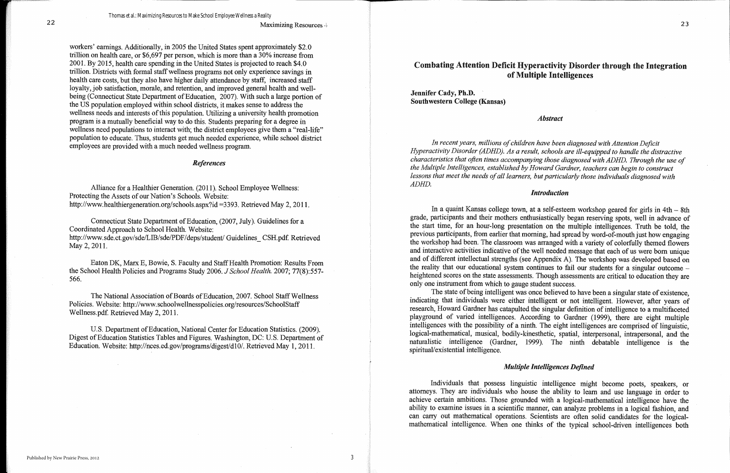workers' earnings. Additionally, in 2005 the United States spent approximately $2.0 trillion on health care, or $6,697 per person, which is more than a 30% increase from 2001. By 2015, health care spending in the United States is projected to reach $4.0 trillion. Districts with formal staff wellness programs not only experience savings in health care costs, but they also have higher daily attendance by staff, increased staff loyalty, job satisfaction, morale, and retention, and improved general health and well-being (Connecticut State Department of Education, 2007). With such a large portion of the US population employed within school districts, it makes sense to address the wellness needs and interests of this population. Utilizing a university health promotion program is a mutually beneficial way to do this. Students preparing for a degree in wellness need populations to interact with; the district employees give them a "real-life" population to educate. Thus, students get much needed experience, while school district employees are provided with a much needed wellness program.

### *References*

Alliance for a Healthier Generation. (2011). School Employee Wellness: Protecting the Assets of our Nation's Schools. Website: http://www.healthiergeneration.org/schools.aspx?id =3393. Retrieved May 2, 2011.

Connecticut State Department of Education, (2007, July). Guidelines for a Coordinated Approach to School Health. Website: http://www.sde.ct.gov/sde/LIB/sde/PDF/deps/student/ Guidelines_ CSH.pdf. Retrieved May 2, 2011.

Eaton DK, Marx E, Bowie, S. Faculty and Staff Health Promotion: Results From the School Health Policies and Programs Study 2006. *J School Health.* 2007; 77(8):557-566.

The National Association of Boards of Education, 2007. School Staff Wellness Policies. Website: http://www.schoolwellnesspolicies.org/resources/SchoolStaff Wellness.pdf. Retrieved May 2, 2011.

U.S. Department of Education, National Center for Education Statistics. (2009). Digest of Education Statistics Tables and Figures. Washington, DC: U.S. Department of Education. Website: http://nces.ed.gov/programs/digest/d10/. Retrieved May 1, 2011.

# Combating Attention Deficit Hyperactivity Disorder through the Integration of Multiple Intelligences

**Jennifer Cady, Ph.D.**
**Southwestern College (Kansas)**

### *Abstract*

*In recent years, millions of children have been diagnosed with Attention Deficit Hyperactivity Disorder (ADHD). As a result, schools are ill-equipped to handle the distractive characteristics that often times accompanying those diagnosed with ADHD. Through the use of the Multiple Intelligences, established by Howard Gardner, teachers can begin to construct lessons that meet the needs of all learners, but particularly those individuals diagnosed with ADHD.*

### *Introduction*

In a quaint Kansas college town, at a self-esteem workshop geared for girls in 4th – 8th grade, participants and their mothers enthusiastically began reserving spots, well in advance of the start time, for an hour-long presentation on the multiple intelligences. Truth be told, the previous participants, from earlier that morning, had spread by word-of-mouth just how engaging the workshop had been. The classroom was arranged with a variety of colorfully themed flowers and interactive activities indicative of the well needed message that each of us were born unique and of different intellectual strengths (see Appendix A). The workshop was developed based on the reality that our educational system continues to fail our students for a singular outcome – heightened scores on the state assessments. Though assessments are critical to education they are only one instrument from which to gauge student success.

The state of being intelligent was once believed to have been a singular state of existence, indicating that individuals were either intelligent or not intelligent. However, after years of research, Howard Gardner has catapulted the singular definition of intelligence to a multifaceted playground of varied intelligences. According to Gardner (1999), there are eight multiple intelligences with the possibility of a ninth. The eight intelligences are comprised of linguistic, logical-mathematical, musical, bodily-kinesthetic, spatial, interpersonal, intrapersonal, and the naturalistic intelligence (Gardner, 1999). The ninth debatable intelligence is the spiritual/existential intelligence.

### *Multiple Intelligences Defined*

Individuals that possess linguistic intelligence might become poets, speakers, or attorneys. They are individuals who house the ability to learn and use language in order to achieve certain ambitions. Those grounded with a logical-mathematical intelligence have the ability to examine issues in a scientific manner, can analyze problems in a logical fashion, and can carry out mathematical operations. Scientists are often solid candidates for the logical-mathematical intelligence. When one thinks of the typical school-driven intelligences both